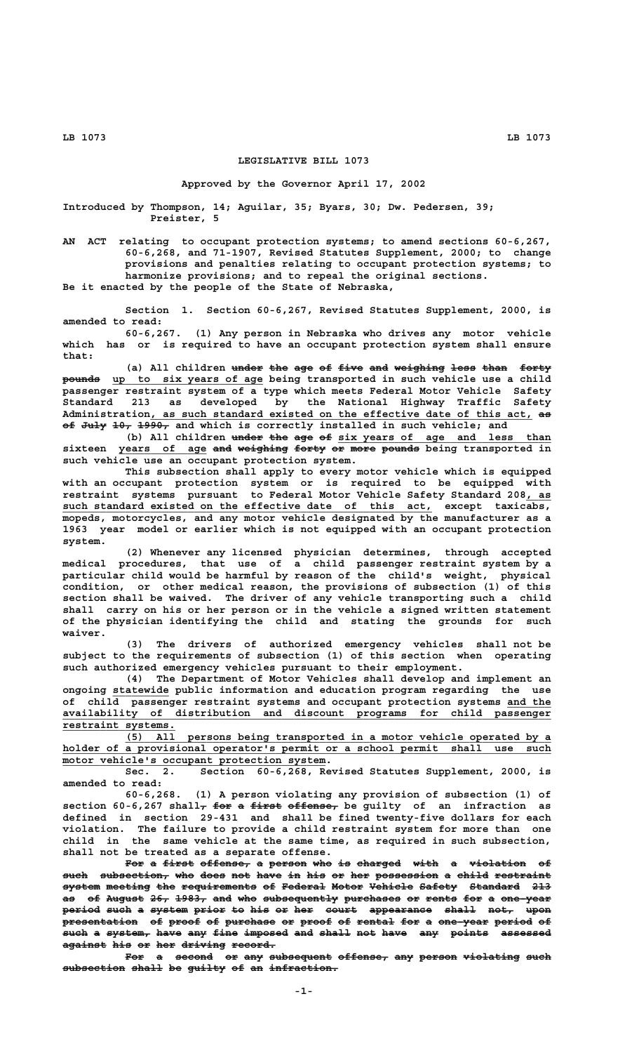# LEGISLATIVE BILL 1073

Approved by the Governor April 17, 2002

Introduced by Thompson, 14; Aguilar, 35; Byars, 30; Dw. Pedersen, 39; Preister, 5

AN ACT relating to occupant protection systems; to amend sections 60-6,267, 60-6,268, and 71-1907, Revised Statutes Supplement, 2000; to change provisions and penalties relating to occupant protection systems; to harmonize provisions; and to repeal the original sections.

Be it enacted by the people of the State of Nebraska,

Section 1. Section 60-6,267, Revised Statutes Supplement, 2000, is amended to read:

60-6,267. (1) Any person in Nebraska who drives any motor vehicle which has or is required to have an occupant protection system shall ensure that:

(a) All children ~~under the age of five and weighing less than forty pounds~~ up to six years of age being transported in such vehicle use a child passenger restraint system of a type which meets Federal Motor Vehicle Safety Standard 213 as developed by the National Highway Traffic Safety Administration, as such standard existed on the effective date of this act, ~~as of July 10, 1990,~~ and which is correctly installed in such vehicle; and

(b) All children ~~under the age of~~ six years of age and less than sixteen years of age ~~and weighing forty or more pounds~~ being transported in such vehicle use an occupant protection system.

This subsection shall apply to every motor vehicle which is equipped with an occupant protection system or is required to be equipped with restraint systems pursuant to Federal Motor Vehicle Safety Standard 208, as such standard existed on the effective date of this act, except taxicabs, mopeds, motorcycles, and any motor vehicle designated by the manufacturer as a 1963 year model or earlier which is not equipped with an occupant protection system.

(2) Whenever any licensed physician determines, through accepted medical procedures, that use of a child passenger restraint system by a particular child would be harmful by reason of the child's weight, physical condition, or other medical reason, the provisions of subsection (1) of this section shall be waived. The driver of any vehicle transporting such a child shall carry on his or her person or in the vehicle a signed written statement of the physician identifying the child and stating the grounds for such waiver.

(3) The drivers of authorized emergency vehicles shall not be subject to the requirements of subsection (1) of this section when operating such authorized emergency vehicles pursuant to their employment.

(4) The Department of Motor Vehicles shall develop and implement an ongoing statewide public information and education program regarding the use of child passenger restraint systems and occupant protection systems and the availability of distribution and discount programs for child passenger restraint systems.

(5) All persons being transported in a motor vehicle operated by a holder of a provisional operator's permit or a school permit shall use such motor vehicle's occupant protection system.

Sec. 2. Section 60-6,268, Revised Statutes Supplement, 2000, is amended to read:

60-6,268. (1) A person violating any provision of subsection (1) of section 60-6,267 shall~~, for a first offense,~~ be guilty of an infraction as defined in section 29-431 and shall be fined twenty-five dollars for each violation. The failure to provide a child restraint system for more than one child in the same vehicle at the same time, as required in such subsection, shall not be treated as a separate offense.

~~For a first offense, a person who is charged with a violation of such subsection, who does not have in his or her possession a child restraint system meeting the requirements of Federal Motor Vehicle Safety Standard 213 as of August 26, 1983, and who subsequently purchases or rents for a one-year period such a system prior to his or her court appearance shall not, upon presentation of proof of purchase or proof of rental for a one-year period of such a system, have any fine imposed and shall not have any points assessed against his or her driving record.~~

~~For a second or any subsequent offense, any person violating such subsection shall be guilty of an infraction.~~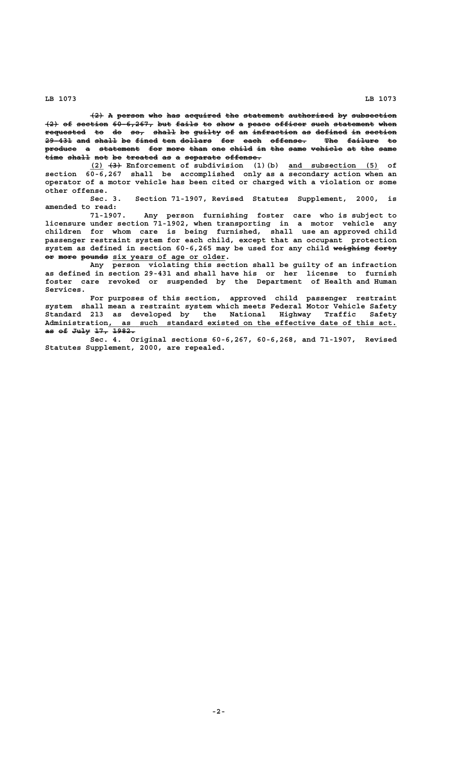~~(2) A person who has acquired the statement authorized by subsection (2) of section 60-6,267, but fails to show a peace officer such statement when requested to do so, shall be guilty of an infraction as defined in section 29-431 and shall be fined ten dollars for each offense. The failure to produce a statement for more than one child in the same vehicle at the same time shall not be treated as a separate offense.~~

(2) ~~(3)~~ Enforcement of subdivision (1)(b) and subsection (5) of section 60-6,267 shall be accomplished only as a secondary action when an operator of a motor vehicle has been cited or charged with a violation or some other offense.

Sec. 3. Section 71-1907, Revised Statutes Supplement, 2000, is amended to read:

71-1907. Any person furnishing foster care who is subject to licensure under section 71-1902, when transporting in a motor vehicle any children for whom care is being furnished, shall use an approved child passenger restraint system for each child, except that an occupant protection system as defined in section 60-6,265 may be used for any child ~~weighing forty or more pounds~~ six years of age or older.

Any person violating this section shall be guilty of an infraction as defined in section 29-431 and shall have his or her license to furnish foster care revoked or suspended by the Department of Health and Human Services.

For purposes of this section, approved child passenger restraint system shall mean a restraint system which meets Federal Motor Vehicle Safety Standard 213 as developed by the National Highway Traffic Safety Administration, as such standard existed on the effective date of this act. ~~as of July 17, 1982.~~

Sec. 4. Original sections 60-6,267, 60-6,268, and 71-1907, Revised Statutes Supplement, 2000, are repealed.